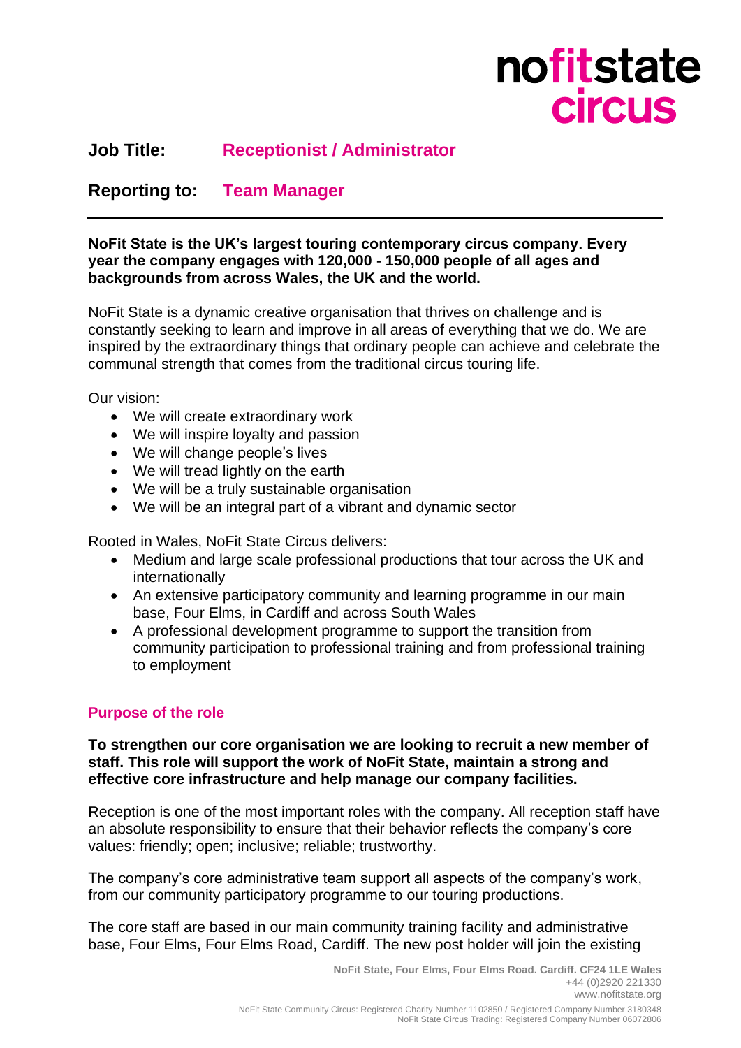**Job Title:** **Receptionist / Administrator**

**Reporting to:** **Team Manager**

---

**NoFit State is the UK's largest touring contemporary circus company. Every year the company engages with 120,000 - 150,000 people of all ages and backgrounds from across Wales, the UK and the world.**

NoFit State is a dynamic creative organisation that thrives on challenge and is constantly seeking to learn and improve in all areas of everything that we do. We are inspired by the extraordinary things that ordinary people can achieve and celebrate the communal strength that comes from the traditional circus touring life.

Our vision:

- We will create extraordinary work
- We will inspire loyalty and passion
- We will change people's lives
- We will tread lightly on the earth
- We will be a truly sustainable organisation
- We will be an integral part of a vibrant and dynamic sector

Rooted in Wales, NoFit State Circus delivers:

- Medium and large scale professional productions that tour across the UK and internationally
- An extensive participatory community and learning programme in our main base, Four Elms, in Cardiff and across South Wales
- A professional development programme to support the transition from community participation to professional training and from professional training to employment

## Purpose of the role

**To strengthen our core organisation we are looking to recruit a new member of staff. This role will support the work of NoFit State, maintain a strong and effective core infrastructure and help manage our company facilities.**

Reception is one of the most important roles with the company. All reception staff have an absolute responsibility to ensure that their behavior reflects the company's core values: friendly; open; inclusive; reliable; trustworthy.

The company's core administrative team support all aspects of the company's work, from our community participatory programme to our touring productions.

The core staff are based in our main community training facility and administrative base, Four Elms, Four Elms Road, Cardiff. The new post holder will join the existing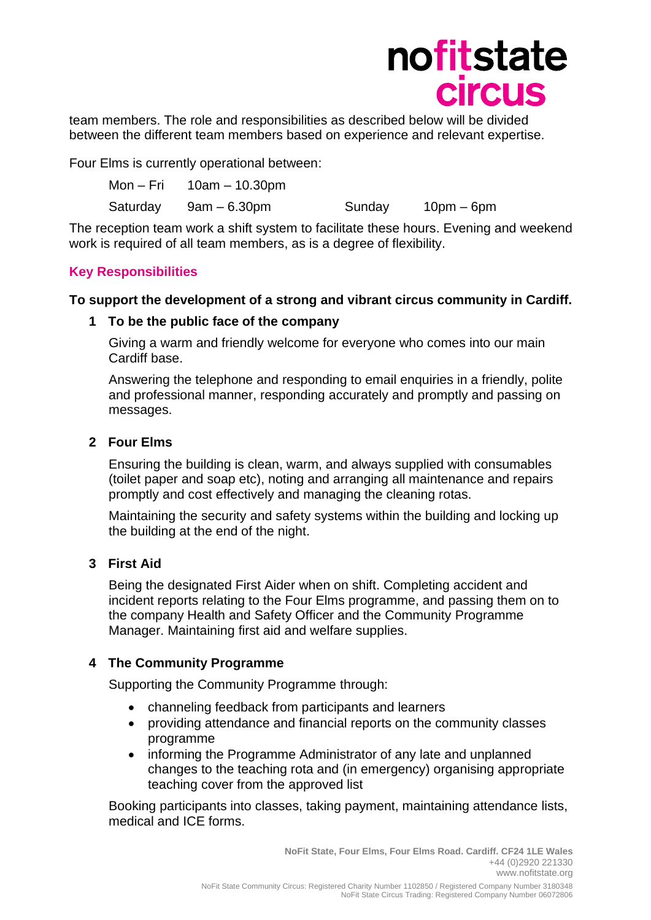team members. The role and responsibilities as described below will be divided between the different team members based on experience and relevant expertise.

Four Elms is currently operational between:

| | | | |
|---|---|---|---|
| Mon – Fri | 10am – 10.30pm | | |
| Saturday | 9am – 6.30pm | Sunday | 10pm – 6pm |

The reception team work a shift system to facilitate these hours. Evening and weekend work is required of all team members, as is a degree of flexibility.

## Key Responsibilities

**To support the development of a strong and vibrant circus community in Cardiff.**

### 1 To be the public face of the company

Giving a warm and friendly welcome for everyone who comes into our main Cardiff base.

Answering the telephone and responding to email enquiries in a friendly, polite and professional manner, responding accurately and promptly and passing on messages.

### 2 Four Elms

Ensuring the building is clean, warm, and always supplied with consumables (toilet paper and soap etc), noting and arranging all maintenance and repairs promptly and cost effectively and managing the cleaning rotas.

Maintaining the security and safety systems within the building and locking up the building at the end of the night.

### 3 First Aid

Being the designated First Aider when on shift. Completing accident and incident reports relating to the Four Elms programme, and passing them on to the company Health and Safety Officer and the Community Programme Manager. Maintaining first aid and welfare supplies.

### 4 The Community Programme

Supporting the Community Programme through:

- channeling feedback from participants and learners
- providing attendance and financial reports on the community classes programme
- informing the Programme Administrator of any late and unplanned changes to the teaching rota and (in emergency) organising appropriate teaching cover from the approved list

Booking participants into classes, taking payment, maintaining attendance lists, medical and ICE forms.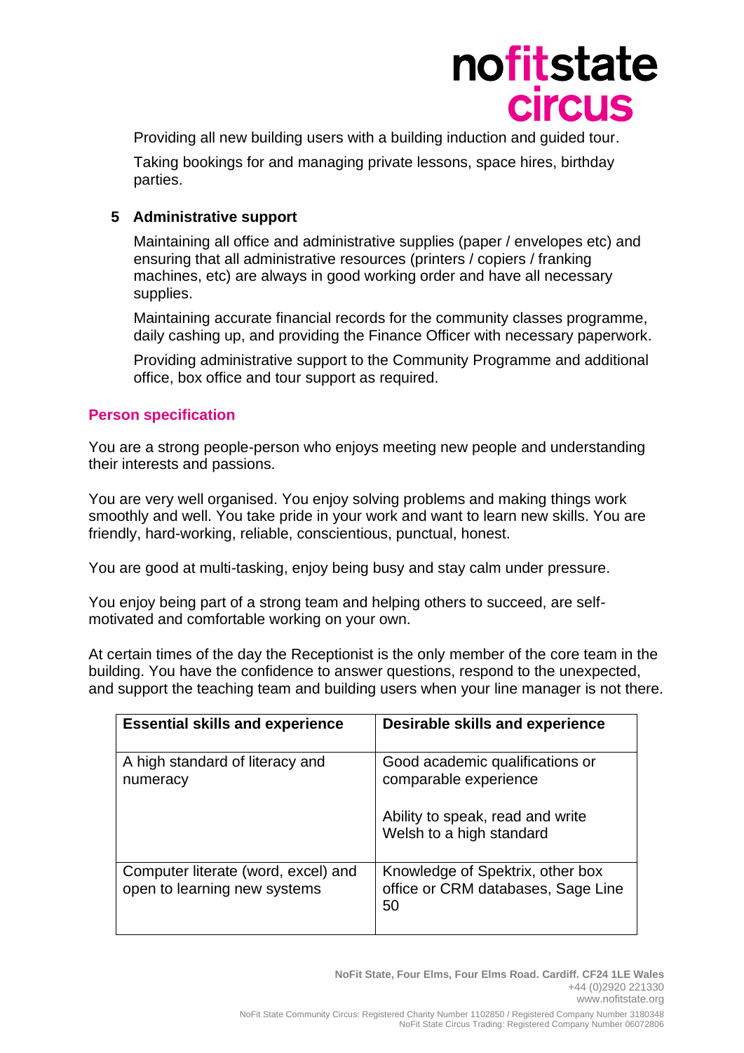Providing all new building users with a building induction and guided tour.

Taking bookings for and managing private lessons, space hires, birthday parties.

### 5 Administrative support

Maintaining all office and administrative supplies (paper / envelopes etc) and ensuring that all administrative resources (printers / copiers / franking machines, etc) are always in good working order and have all necessary supplies.

Maintaining accurate financial records for the community classes programme, daily cashing up, and providing the Finance Officer with necessary paperwork.

Providing administrative support to the Community Programme and additional office, box office and tour support as required.

## Person specification

You are a strong people-person who enjoys meeting new people and understanding their interests and passions.

You are very well organised. You enjoy solving problems and making things work smoothly and well. You take pride in your work and want to learn new skills. You are friendly, hard-working, reliable, conscientious, punctual, honest.

You are good at multi-tasking, enjoy being busy and stay calm under pressure.

You enjoy being part of a strong team and helping others to succeed, are self-motivated and comfortable working on your own.

At certain times of the day the Receptionist is the only member of the core team in the building. You have the confidence to answer questions, respond to the unexpected, and support the teaching team and building users when your line manager is not there.

| Essential skills and experience | Desirable skills and experience |
| --- | --- |
| A high standard of literacy and numeracy | Good academic qualifications or comparable experience<br><br>Ability to speak, read and write Welsh to a high standard |
| Computer literate (word, excel) and open to learning new systems | Knowledge of Spektrix, other box office or CRM databases, Sage Line 50 |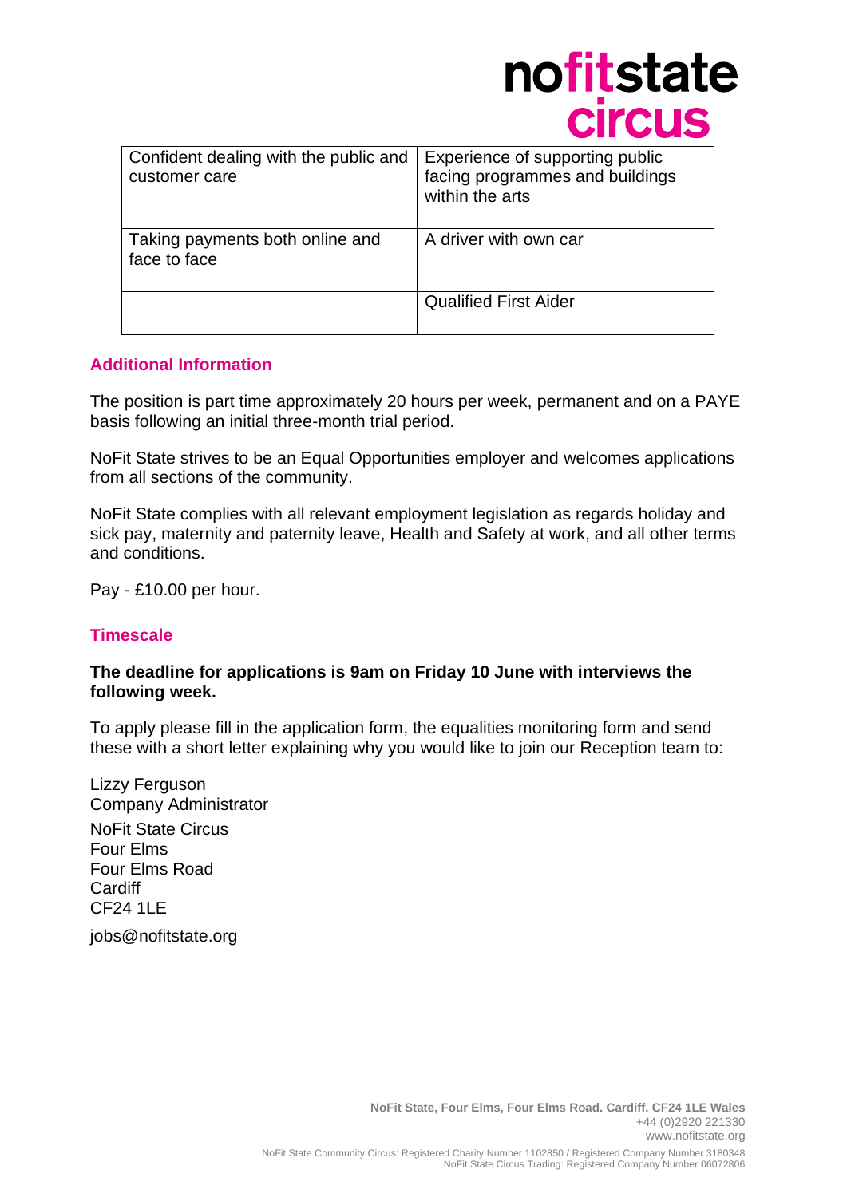| | |
|---|---|
| Confident dealing with the public and customer care | Experience of supporting public facing programmes and buildings within the arts |
| Taking payments both online and face to face | A driver with own car |
| | Qualified First Aider |

## Additional Information

The position is part time approximately 20 hours per week, permanent and on a PAYE basis following an initial three-month trial period.

NoFit State strives to be an Equal Opportunities employer and welcomes applications from all sections of the community.

NoFit State complies with all relevant employment legislation as regards holiday and sick pay, maternity and paternity leave, Health and Safety at work, and all other terms and conditions.

Pay - £10.00 per hour.

## Timescale

**The deadline for applications is 9am on Friday 10 June with interviews the following week.**

To apply please fill in the application form, the equalities monitoring form and send these with a short letter explaining why you would like to join our Reception team to:

Lizzy Ferguson
Company Administrator

NoFit State Circus
Four Elms
Four Elms Road
Cardiff
CF24 1LE

jobs@nofitstate.org